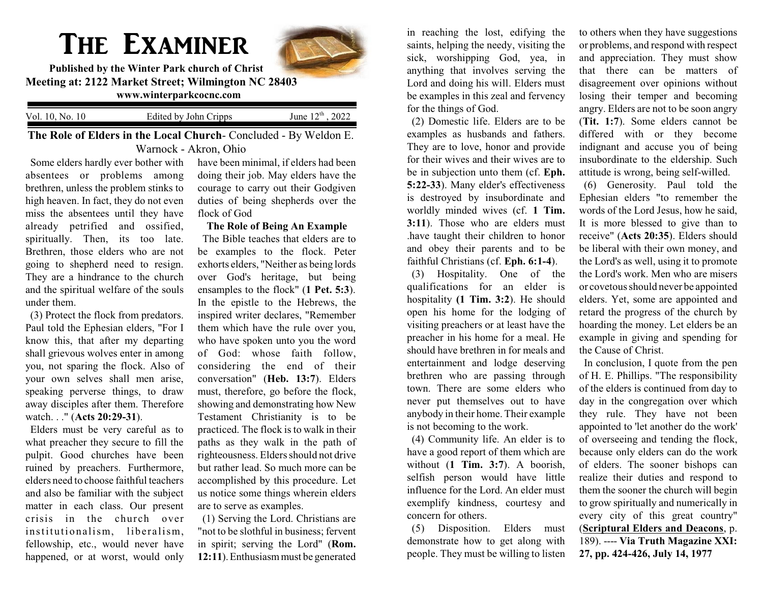# The Examiner

**Published by the Winter Park church of Christ**
**Meeting at: 2122 Market Street; Wilmington NC 28403**
**www.winterparkcocnc.com**

Vol. 10, No. 10 — Edited by John Cripps — June 12th, 2022

## The Role of Elders in the Local Church- Concluded - By Weldon E. Warnock - Akron, Ohio

Some elders hardly ever bother with absentees or problems among brethren, unless the problem stinks to high heaven. In fact, they do not even miss the absentees until they have already petrified and ossified, spiritually. Then, its too late. Brethren, those elders who are not going to shepherd need to resign. They are a hindrance to the church and the spiritual welfare of the souls under them.

(3) Protect the flock from predators. Paul told the Ephesian elders, "For I know this, that after my departing shall grievous wolves enter in among you, not sparing the flock. Also of your own selves shall men arise, speaking perverse things, to draw away disciples after them. Therefore watch. . ." (**Acts 20:29-31**).

Elders must be very careful as to what preacher they secure to fill the pulpit. Good churches have been ruined by preachers. Furthermore, elders need to choose faithful teachers and also be familiar with the subject matter in each class. Our present crisis in the church over institutionalism, liberalism, fellowship, etc., would never have happened, or at worst, would only have been minimal, if elders had been doing their job. May elders have the courage to carry out their Godgiven duties of being shepherds over the flock of God

### The Role of Being An Example

The Bible teaches that elders are to be examples to the flock. Peter exhorts elders, "Neither as being lords over God's heritage, but being ensamples to the flock" (**1 Pet. 5:3**). In the epistle to the Hebrews, the inspired writer declares, "Remember them which have the rule over you, who have spoken unto you the word of God: whose faith follow, considering the end of their conversation" (**Heb. 13:7**). Elders must, therefore, go before the flock, showing and demonstrating how New Testament Christianity is to be practiced. The flock is to walk in their paths as they walk in the path of righteousness. Elders should not drive but rather lead. So much more can be accomplished by this procedure. Let us notice some things wherein elders are to serve as examples.

(1) Serving the Lord. Christians are "not to be slothful in business; fervent in spirit; serving the Lord" (**Rom. 12:11**). Enthusiasm must be generated in reaching the lost, edifying the saints, helping the needy, visiting the sick, worshipping God, yea, in anything that involves serving the Lord and doing his will. Elders must be examples in this zeal and fervency for the things of God.

(2) Domestic life. Elders are to be examples as husbands and fathers. They are to love, honor and provide for their wives and their wives are to be in subjection unto them (cf. **Eph. 5:22-33**). Many elder's effectiveness is destroyed by insubordinate and worldly minded wives (cf. **1 Tim. 3:11**). Those who are elders must .have taught their children to honor and obey their parents and to be faithful Christians (cf. **Eph. 6:1-4**).

(3) Hospitality. One of the qualifications for an elder is hospitality **(1 Tim. 3:2**). He should open his home for the lodging of visiting preachers or at least have the preacher in his home for a meal. He should have brethren in for meals and entertainment and lodge deserving brethren who are passing through town. There are some elders who never put themselves out to have anybody in their home. Their example is not becoming to the work.

(4) Community life. An elder is to have a good report of them which are without (**1 Tim. 3:7**). A boorish, selfish person would have little influence for the Lord. An elder must exemplify kindness, courtesy and concern for others.

(5) Disposition. Elders must demonstrate how to get along with people. They must be willing to listen to others when they have suggestions or problems, and respond with respect and appreciation. They must show that there can be matters of disagreement over opinions without losing their temper and becoming angry. Elders are not to be soon angry (**Tit. 1:7**). Some elders cannot be differed with or they become indignant and accuse you of being insubordinate to the eldership. Such attitude is wrong, being self-willed.

(6) Generosity. Paul told the Ephesian elders "to remember the words of the Lord Jesus, how he said, It is more blessed to give than to receive" (**Acts 20:35**). Elders should be liberal with their own money, and the Lord's as well, using it to promote the Lord's work. Men who are misers or covetous should never be appointed elders. Yet, some are appointed and retard the progress of the church by hoarding the money. Let elders be an example in giving and spending for the Cause of Christ.

In conclusion, I quote from the pen of H. E. Phillips. "The responsibility of the elders is continued from day to day in the congregation over which they rule. They have not been appointed to 'let another do the work' of overseeing and tending the flock, because only elders can do the work of elders. The sooner bishops can realize their duties and respond to them the sooner the church will begin to grow spiritually and numerically in every city of this great country" (**Scriptural Elders and Deacons**, p. 189). ---- **Via Truth Magazine XXI: 27, pp. 424-426, July 14, 1977**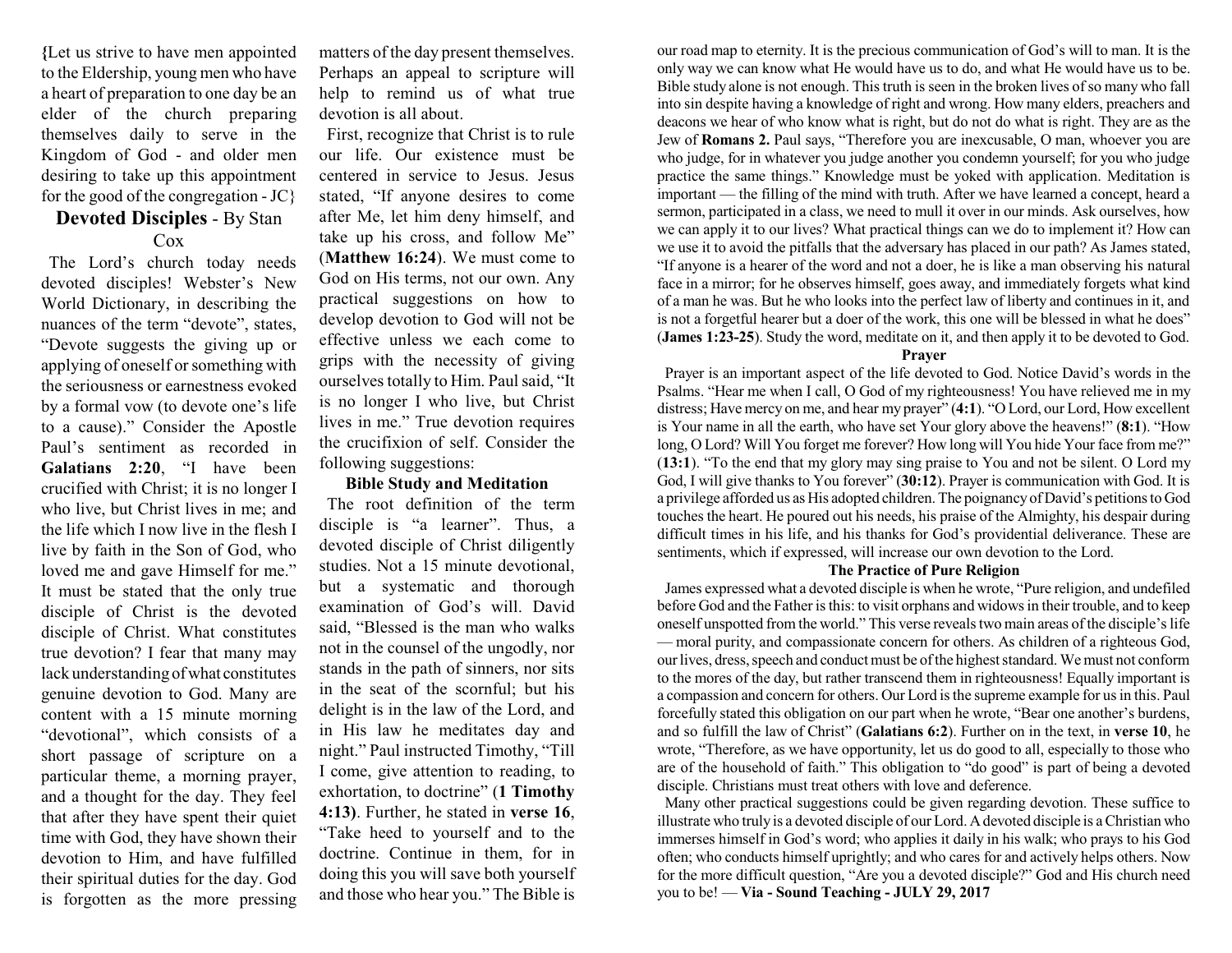{Let us strive to have men appointed to the Eldership, young men who have a heart of preparation to one day be an elder of the church preparing themselves daily to serve in the Kingdom of God - and older men desiring to take up this appointment for the good of the congregation - JC}

## Devoted Disciples - By Stan Cox

The Lord's church today needs devoted disciples! Webster's New World Dictionary, in describing the nuances of the term "devote", states, "Devote suggests the giving up or applying of oneself or something with the seriousness or earnestness evoked by a formal vow (to devote one's life to a cause)." Consider the Apostle Paul's sentiment as recorded in **Galatians 2:20**, "I have been crucified with Christ; it is no longer I who live, but Christ lives in me; and the life which I now live in the flesh I live by faith in the Son of God, who loved me and gave Himself for me." It must be stated that the only true disciple of Christ is the devoted disciple of Christ. What constitutes true devotion? I fear that many may lack understanding of what constitutes genuine devotion to God. Many are content with a 15 minute morning "devotional", which consists of a short passage of scripture on a particular theme, a morning prayer, and a thought for the day. They feel that after they have spent their quiet time with God, they have shown their devotion to Him, and have fulfilled their spiritual duties for the day. God is forgotten as the more pressing matters of the day present themselves. Perhaps an appeal to scripture will help to remind us of what true devotion is all about.

First, recognize that Christ is to rule our life. Our existence must be centered in service to Jesus. Jesus stated, "If anyone desires to come after Me, let him deny himself, and take up his cross, and follow Me" (**Matthew 16:24**). We must come to God on His terms, not our own. Any practical suggestions on how to develop devotion to God will not be effective unless we each come to grips with the necessity of giving ourselves totally to Him. Paul said, "It is no longer I who live, but Christ lives in me." True devotion requires the crucifixion of self. Consider the following suggestions:

### Bible Study and Meditation

The root definition of the term disciple is "a learner". Thus, a devoted disciple of Christ diligently studies. Not a 15 minute devotional, but a systematic and thorough examination of God's will. David said, "Blessed is the man who walks not in the counsel of the ungodly, nor stands in the path of sinners, nor sits in the seat of the scornful; but his delight is in the law of the Lord, and in His law he meditates day and night." Paul instructed Timothy, "Till I come, give attention to reading, to exhortation, to doctrine" (**1 Timothy 4:13)**. Further, he stated in **verse 16**, "Take heed to yourself and to the doctrine. Continue in them, for in doing this you will save both yourself and those who hear you." The Bible is our road map to eternity. It is the precious communication of God's will to man. It is the only way we can know what He would have us to do, and what He would have us to be. Bible study alone is not enough. This truth is seen in the broken lives of so many who fall into sin despite having a knowledge of right and wrong. How many elders, preachers and deacons we hear of who know what is right, but do not do what is right. They are as the Jew of **Romans 2.** Paul says, "Therefore you are inexcusable, O man, whoever you are who judge, for in whatever you judge another you condemn yourself; for you who judge practice the same things." Knowledge must be yoked with application. Meditation is important — the filling of the mind with truth. After we have learned a concept, heard a sermon, participated in a class, we need to mull it over in our minds. Ask ourselves, how we can apply it to our lives? What practical things can we do to implement it? How can we use it to avoid the pitfalls that the adversary has placed in our path? As James stated, "If anyone is a hearer of the word and not a doer, he is like a man observing his natural face in a mirror; for he observes himself, goes away, and immediately forgets what kind of a man he was. But he who looks into the perfect law of liberty and continues in it, and is not a forgetful hearer but a doer of the work, this one will be blessed in what he does" (**James 1:23-25**). Study the word, meditate on it, and then apply it to be devoted to God.

### Prayer

Prayer is an important aspect of the life devoted to God. Notice David's words in the Psalms. "Hear me when I call, O God of my righteousness! You have relieved me in my distress; Have mercy on me, and hear my prayer" (**4:1**). "O Lord, our Lord, How excellent is Your name in all the earth, who have set Your glory above the heavens!" (**8:1**). "How long, O Lord? Will You forget me forever? How long will You hide Your face from me?" (**13:1**). "To the end that my glory may sing praise to You and not be silent. O Lord my God, I will give thanks to You forever" (**30:12**). Prayer is communication with God. It is a privilege afforded us as His adopted children. The poignancy of David's petitions to God touches the heart. He poured out his needs, his praise of the Almighty, his despair during difficult times in his life, and his thanks for God's providential deliverance. These are sentiments, which if expressed, will increase our own devotion to the Lord.

### The Practice of Pure Religion

James expressed what a devoted disciple is when he wrote, "Pure religion, and undefiled before God and the Father is this: to visit orphans and widows in their trouble, and to keep oneself unspotted from the world." This verse reveals two main areas of the disciple's life — moral purity, and compassionate concern for others. As children of a righteous God, our lives, dress, speech and conduct must be of the highest standard. We must not conform to the mores of the day, but rather transcend them in righteousness! Equally important is a compassion and concern for others. Our Lord is the supreme example for us in this. Paul forcefully stated this obligation on our part when he wrote, "Bear one another's burdens, and so fulfill the law of Christ" (**Galatians 6:2**). Further on in the text, in **verse 10**, he wrote, "Therefore, as we have opportunity, let us do good to all, especially to those who are of the household of faith." This obligation to "do good" is part of being a devoted disciple. Christians must treat others with love and deference.

Many other practical suggestions could be given regarding devotion. These suffice to illustrate who truly is a devoted disciple of our Lord. A devoted disciple is a Christian who immerses himself in God's word; who applies it daily in his walk; who prays to his God often; who conducts himself uprightly; and who cares for and actively helps others. Now for the more difficult question, "Are you a devoted disciple?" God and His church need you to be! — **Via - Sound Teaching - JULY 29, 2017**